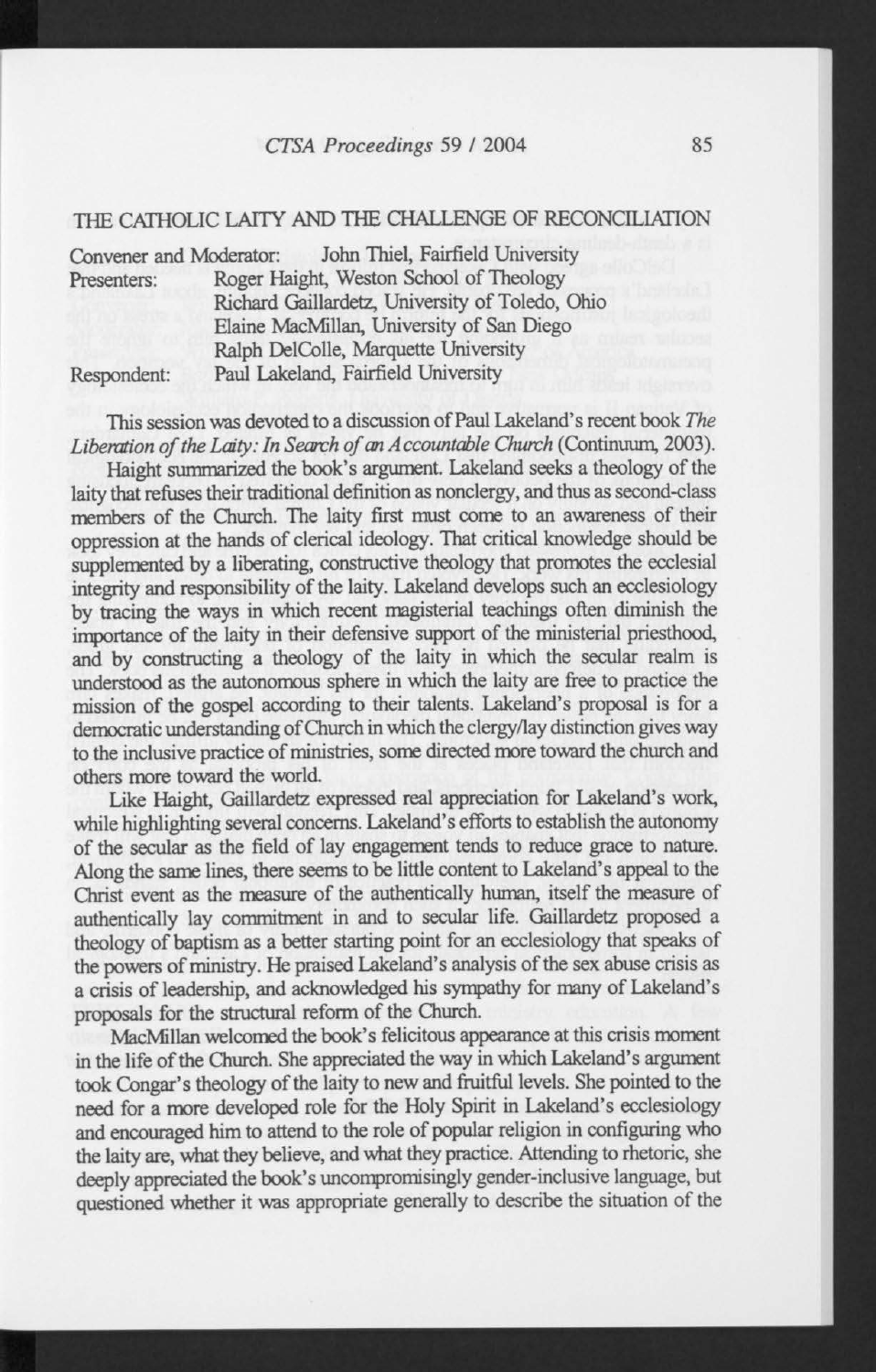## THE CATHOLIC LAITY AND THE CHALLENGE OF RECONCILIATION

Convener and Moderator: John Thiel, Fairfield University
Presenters: Roger Haight, Weston School of Theology
Richard Gaillardetz, University of Toledo, Ohio
Elaine MacMillan, University of San Diego
Ralph DelColle, Marquette University
Respondent: Paul Lakeland, Fairfield University

This session was devoted to a discussion of Paul Lakeland's recent book *The Liberation of the Laity: In Search of an Accountable Church* (Continuum, 2003).

Haight summarized the book's argument. Lakeland seeks a theology of the laity that refuses their traditional definition as nonclergy, and thus as second-class members of the Church. The laity first must come to an awareness of their oppression at the hands of clerical ideology. That critical knowledge should be supplemented by a liberating, constructive theology that promotes the ecclesial integrity and responsibility of the laity. Lakeland develops such an ecclesiology by tracing the ways in which recent magisterial teachings often diminish the importance of the laity in their defensive support of the ministerial priesthood, and by constructing a theology of the laity in which the secular realm is understood as the autonomous sphere in which the laity are free to practice the mission of the gospel according to their talents. Lakeland's proposal is for a democratic understanding of Church in which the clergy/lay distinction gives way to the inclusive practice of ministries, some directed more toward the church and others more toward the world.

Like Haight, Gaillardetz expressed real appreciation for Lakeland's work, while highlighting several concerns. Lakeland's efforts to establish the autonomy of the secular as the field of lay engagement tends to reduce grace to nature. Along the same lines, there seems to be little content to Lakeland's appeal to the Christ event as the measure of the authentically human, itself the measure of authentically lay commitment in and to secular life. Gaillardetz proposed a theology of baptism as a better starting point for an ecclesiology that speaks of the powers of ministry. He praised Lakeland's analysis of the sex abuse crisis as a crisis of leadership, and acknowledged his sympathy for many of Lakeland's proposals for the structural reform of the Church.

MacMillan welcomed the book's felicitous appearance at this crisis moment in the life of the Church. She appreciated the way in which Lakeland's argument took Congar's theology of the laity to new and fruitful levels. She pointed to the need for a more developed role for the Holy Spirit in Lakeland's ecclesiology and encouraged him to attend to the role of popular religion in configuring who the laity are, what they believe, and what they practice. Attending to rhetoric, she deeply appreciated the book's uncompromisingly gender-inclusive language, but questioned whether it was appropriate generally to describe the situation of the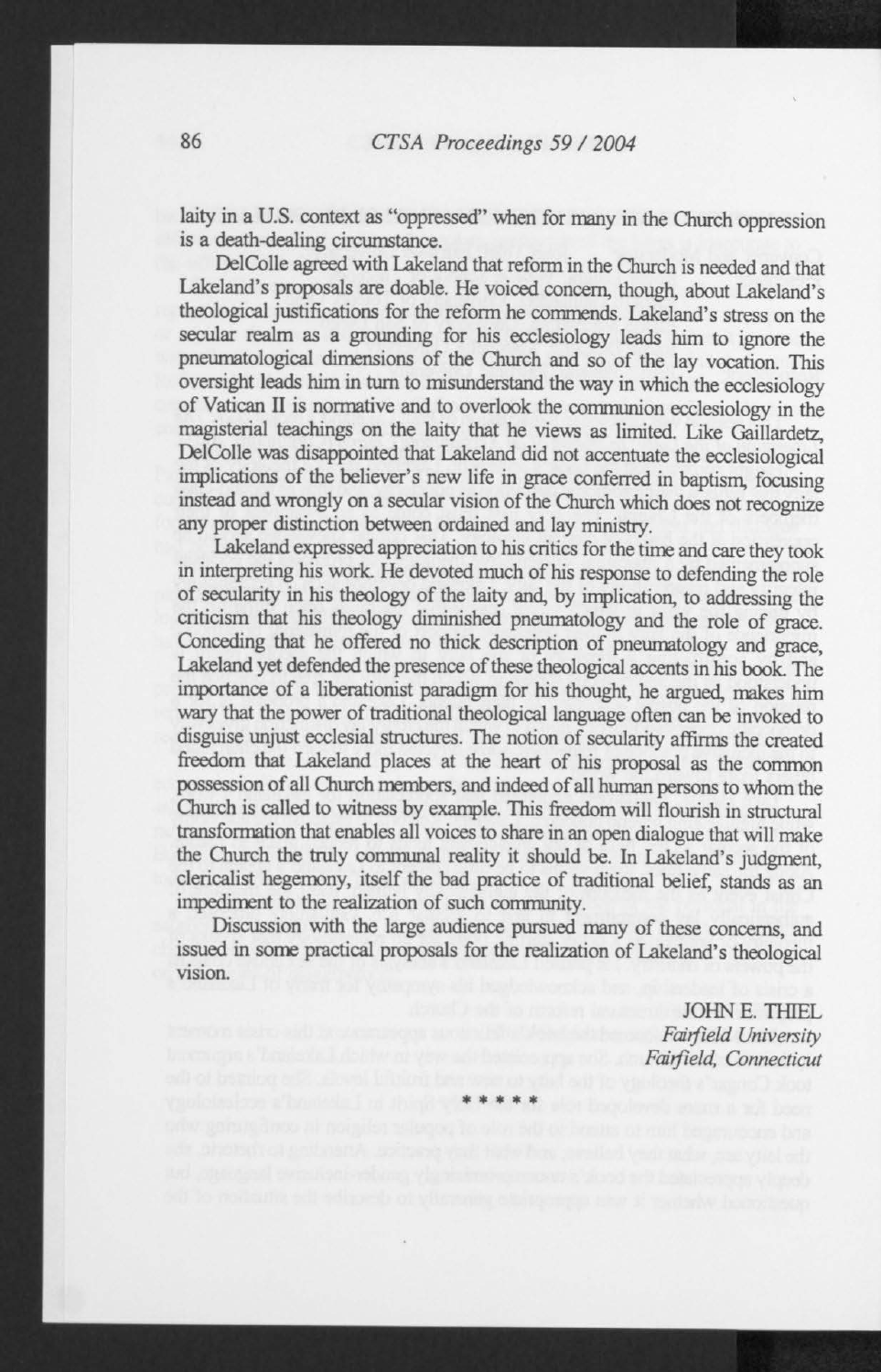laity in a U.S. context as "oppressed" when for many in the Church oppression is a death-dealing circumstance.

DelColle agreed with Lakeland that reform in the Church is needed and that Lakeland's proposals are doable. He voiced concern, though, about Lakeland's theological justifications for the reform he commends. Lakeland's stress on the secular realm as a grounding for his ecclesiology leads him to ignore the pneumatological dimensions of the Church and so of the lay vocation. This oversight leads him in turn to misunderstand the way in which the ecclesiology of Vatican II is normative and to overlook the communion ecclesiology in the magisterial teachings on the laity that he views as limited. Like Gaillardetz, DelColle was disappointed that Lakeland did not accentuate the ecclesiological implications of the believer's new life in grace conferred in baptism, focusing instead and wrongly on a secular vision of the Church which does not recognize any proper distinction between ordained and lay ministry.

Lakeland expressed appreciation to his critics for the time and care they took in interpreting his work. He devoted much of his response to defending the role of secularity in his theology of the laity and, by implication, to addressing the criticism that his theology diminished pneumatology and the role of grace. Conceding that he offered no thick description of pneumatology and grace, Lakeland yet defended the presence of these theological accents in his book. The importance of a liberationist paradigm for his thought, he argued, makes him wary that the power of traditional theological language often can be invoked to disguise unjust ecclesial structures. The notion of secularity affirms the created freedom that Lakeland places at the heart of his proposal as the common possession of all Church members, and indeed of all human persons to whom the Church is called to witness by example. This freedom will flourish in structural transformation that enables all voices to share in an open dialogue that will make the Church the truly communal reality it should be. In Lakeland's judgment, clericalist hegemony, itself the bad practice of traditional belief, stands as an impediment to the realization of such community.

Discussion with the large audience pursued many of these concerns, and issued in some practical proposals for the realization of Lakeland's theological vision.

JOHN E. THIEL
*Fairfield University*
*Fairfield, Connecticut*

\* \* \* \* \*